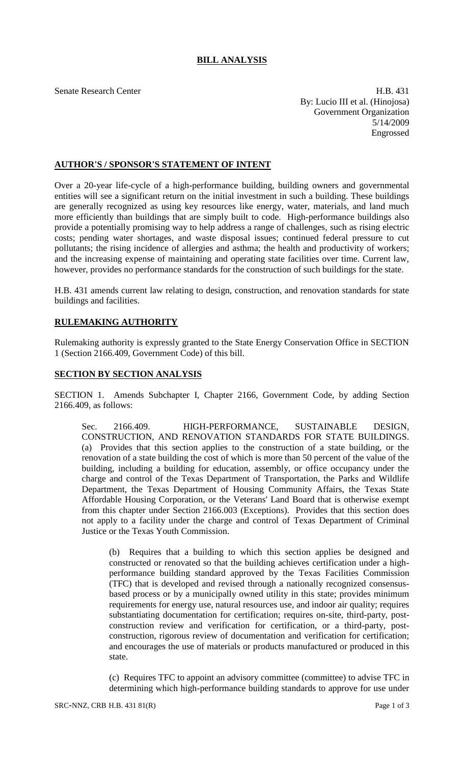# BILL ANALYSIS

Senate Research Center

H.B. 431
By: Lucio III et al. (Hinojosa)
Government Organization
5/14/2009
Engrossed

## AUTHOR'S / SPONSOR'S STATEMENT OF INTENT

Over a 20-year life-cycle of a high-performance building, building owners and governmental entities will see a significant return on the initial investment in such a building. These buildings are generally recognized as using key resources like energy, water, materials, and land much more efficiently than buildings that are simply built to code. High-performance buildings also provide a potentially promising way to help address a range of challenges, such as rising electric costs; pending water shortages, and waste disposal issues; continued federal pressure to cut pollutants; the rising incidence of allergies and asthma; the health and productivity of workers; and the increasing expense of maintaining and operating state facilities over time. Current law, however, provides no performance standards for the construction of such buildings for the state.

H.B. 431 amends current law relating to design, construction, and renovation standards for state buildings and facilities.

## RULEMAKING AUTHORITY

Rulemaking authority is expressly granted to the State Energy Conservation Office in SECTION 1 (Section 2166.409, Government Code) of this bill.

## SECTION BY SECTION ANALYSIS

SECTION 1. Amends Subchapter I, Chapter 2166, Government Code, by adding Section 2166.409, as follows:

Sec. 2166.409. HIGH-PERFORMANCE, SUSTAINABLE DESIGN, CONSTRUCTION, AND RENOVATION STANDARDS FOR STATE BUILDINGS. (a) Provides that this section applies to the construction of a state building, or the renovation of a state building the cost of which is more than 50 percent of the value of the building, including a building for education, assembly, or office occupancy under the charge and control of the Texas Department of Transportation, the Parks and Wildlife Department, the Texas Department of Housing Community Affairs, the Texas State Affordable Housing Corporation, or the Veterans' Land Board that is otherwise exempt from this chapter under Section 2166.003 (Exceptions). Provides that this section does not apply to a facility under the charge and control of Texas Department of Criminal Justice or the Texas Youth Commission.

(b) Requires that a building to which this section applies be designed and constructed or renovated so that the building achieves certification under a high-performance building standard approved by the Texas Facilities Commission (TFC) that is developed and revised through a nationally recognized consensus-based process or by a municipally owned utility in this state; provides minimum requirements for energy use, natural resources use, and indoor air quality; requires substantiating documentation for certification; requires on-site, third-party, post-construction review and verification for certification, or a third-party, post-construction, rigorous review of documentation and verification for certification; and encourages the use of materials or products manufactured or produced in this state.

(c) Requires TFC to appoint an advisory committee (committee) to advise TFC in determining which high-performance building standards to approve for use under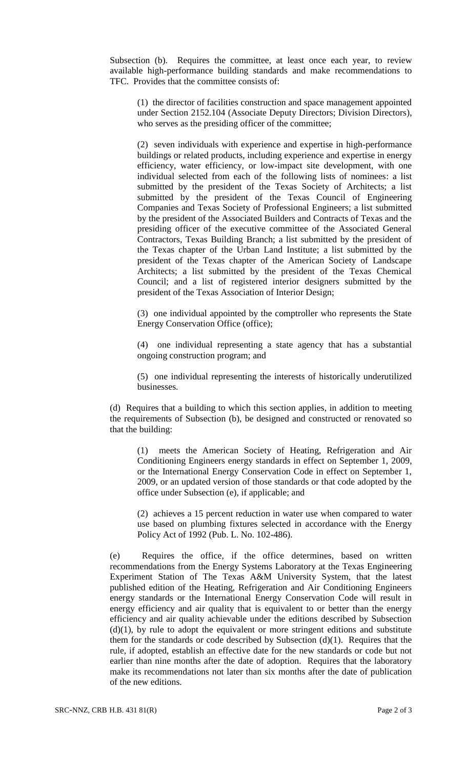Subsection (b). Requires the committee, at least once each year, to review available high-performance building standards and make recommendations to TFC. Provides that the committee consists of:

(1) the director of facilities construction and space management appointed under Section 2152.104 (Associate Deputy Directors; Division Directors), who serves as the presiding officer of the committee;

(2) seven individuals with experience and expertise in high-performance buildings or related products, including experience and expertise in energy efficiency, water efficiency, or low-impact site development, with one individual selected from each of the following lists of nominees: a list submitted by the president of the Texas Society of Architects; a list submitted by the president of the Texas Council of Engineering Companies and Texas Society of Professional Engineers; a list submitted by the president of the Associated Builders and Contracts of Texas and the presiding officer of the executive committee of the Associated General Contractors, Texas Building Branch; a list submitted by the president of the Texas chapter of the Urban Land Institute; a list submitted by the president of the Texas chapter of the American Society of Landscape Architects; a list submitted by the president of the Texas Chemical Council; and a list of registered interior designers submitted by the president of the Texas Association of Interior Design;

(3) one individual appointed by the comptroller who represents the State Energy Conservation Office (office);

(4) one individual representing a state agency that has a substantial ongoing construction program; and

(5) one individual representing the interests of historically underutilized businesses.

(d) Requires that a building to which this section applies, in addition to meeting the requirements of Subsection (b), be designed and constructed or renovated so that the building:

(1) meets the American Society of Heating, Refrigeration and Air Conditioning Engineers energy standards in effect on September 1, 2009, or the International Energy Conservation Code in effect on September 1, 2009, or an updated version of those standards or that code adopted by the office under Subsection (e), if applicable; and

(2) achieves a 15 percent reduction in water use when compared to water use based on plumbing fixtures selected in accordance with the Energy Policy Act of 1992 (Pub. L. No. 102-486).

(e) Requires the office, if the office determines, based on written recommendations from the Energy Systems Laboratory at the Texas Engineering Experiment Station of The Texas A&M University System, that the latest published edition of the Heating, Refrigeration and Air Conditioning Engineers energy standards or the International Energy Conservation Code will result in energy efficiency and air quality that is equivalent to or better than the energy efficiency and air quality achievable under the editions described by Subsection (d)(1), by rule to adopt the equivalent or more stringent editions and substitute them for the standards or code described by Subsection (d)(1). Requires that the rule, if adopted, establish an effective date for the new standards or code but not earlier than nine months after the date of adoption. Requires that the laboratory make its recommendations not later than six months after the date of publication of the new editions.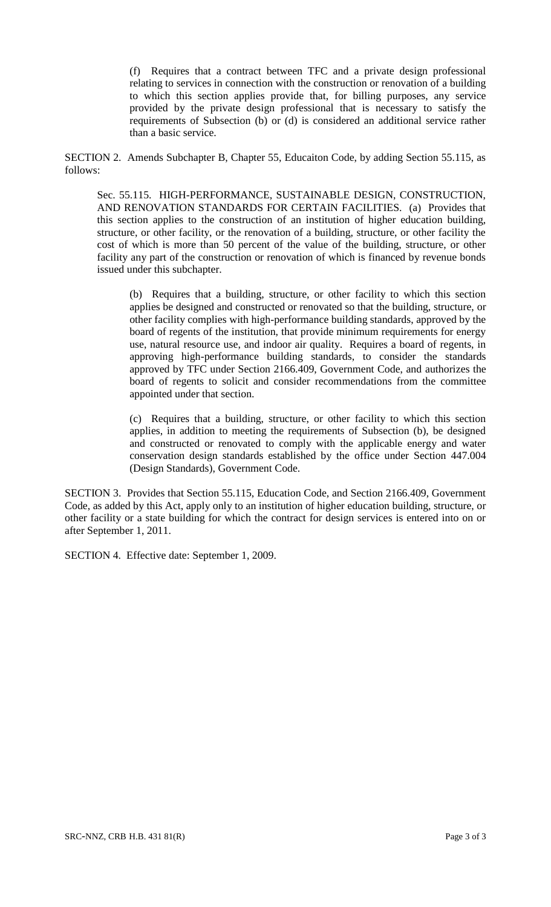(f) Requires that a contract between TFC and a private design professional relating to services in connection with the construction or renovation of a building to which this section apply provide that, for billing purposes, any service provided by the private design professional that is necessary to satisfy the requirements of Subsection (b) or (d) is considered an additional service rather than a basic service.

SECTION 2. Amends Subchapter B, Chapter 55, Educaiton Code, by adding Section 55.115, as follows:

Sec. 55.115. HIGH-PERFORMANCE, SUSTAINABLE DESIGN, CONSTRUCTION, AND RENOVATION STANDARDS FOR CERTAIN FACILITIES. (a) Provides that this section applies to the construction of an institution of higher education building, structure, or other facility, or the renovation of a building, structure, or other facility the cost of which is more than 50 percent of the value of the building, structure, or other facility any part of the construction or renovation of which is financed by revenue bonds issued under this subchapter.

(b) Requires that a building, structure, or other facility to which this section applies be designed and constructed or renovated so that the building, structure, or other facility complies with high-performance building standards, approved by the board of regents of the institution, that provide minimum requirements for energy use, natural resource use, and indoor air quality. Requires a board of regents, in approving high-performance building standards, to consider the standards approved by TFC under Section 2166.409, Government Code, and authorizes the board of regents to solicit and consider recommendations from the committee appointed under that section.

(c) Requires that a building, structure, or other facility to which this section applies, in addition to meeting the requirements of Subsection (b), be designed and constructed or renovated to comply with the applicable energy and water conservation design standards established by the office under Section 447.004 (Design Standards), Government Code.

SECTION 3. Provides that Section 55.115, Education Code, and Section 2166.409, Government Code, as added by this Act, apply only to an institution of higher education building, structure, or other facility or a state building for which the contract for design services is entered into on or after September 1, 2011.

SECTION 4. Effective date: September 1, 2009.